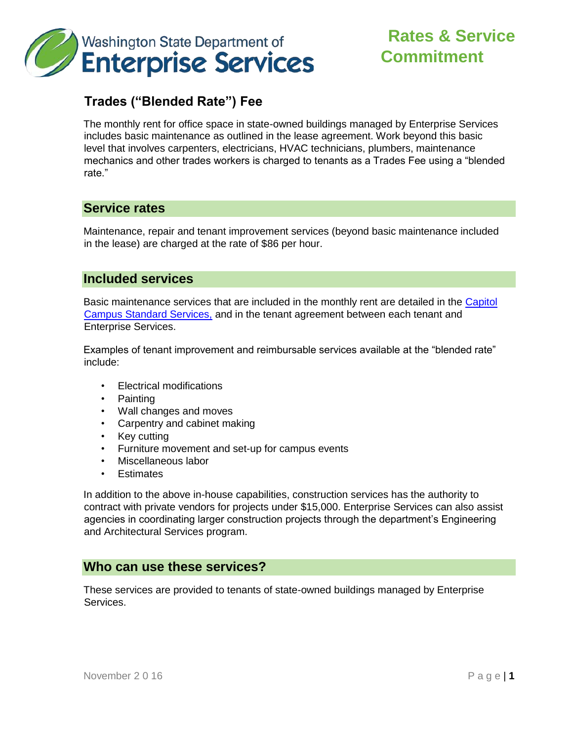Washington State Department of
# Enterprise Services

**Rates & Service Commitment**

## Trades (“Blended Rate”) Fee

The monthly rent for office space in state-owned buildings managed by Enterprise Services includes basic maintenance as outlined in the lease agreement. Work beyond this basic level that involves carpenters, electricians, HVAC technicians, plumbers, maintenance mechanics and other trades workers is charged to tenants as a Trades Fee using a “blended rate.”

### Service rates

Maintenance, repair and tenant improvement services (beyond basic maintenance included in the lease) are charged at the rate of $86 per hour.

### Included services

Basic maintenance services that are included in the monthly rent are detailed in the Capitol Campus Standard Services, and in the tenant agreement between each tenant and Enterprise Services.

Examples of tenant improvement and reimbursable services available at the “blended rate” include:

- Electrical modifications
- Painting
- Wall changes and moves
- Carpentry and cabinet making
- Key cutting
- Furniture movement and set-up for campus events
- Miscellaneous labor
- Estimates

In addition to the above in-house capabilities, construction services has the authority to contract with private vendors for projects under $15,000. Enterprise Services can also assist agencies in coordinating larger construction projects through the department’s Engineering and Architectural Services program.

### Who can use these services?

These services are provided to tenants of state-owned buildings managed by Enterprise Services.

November 2016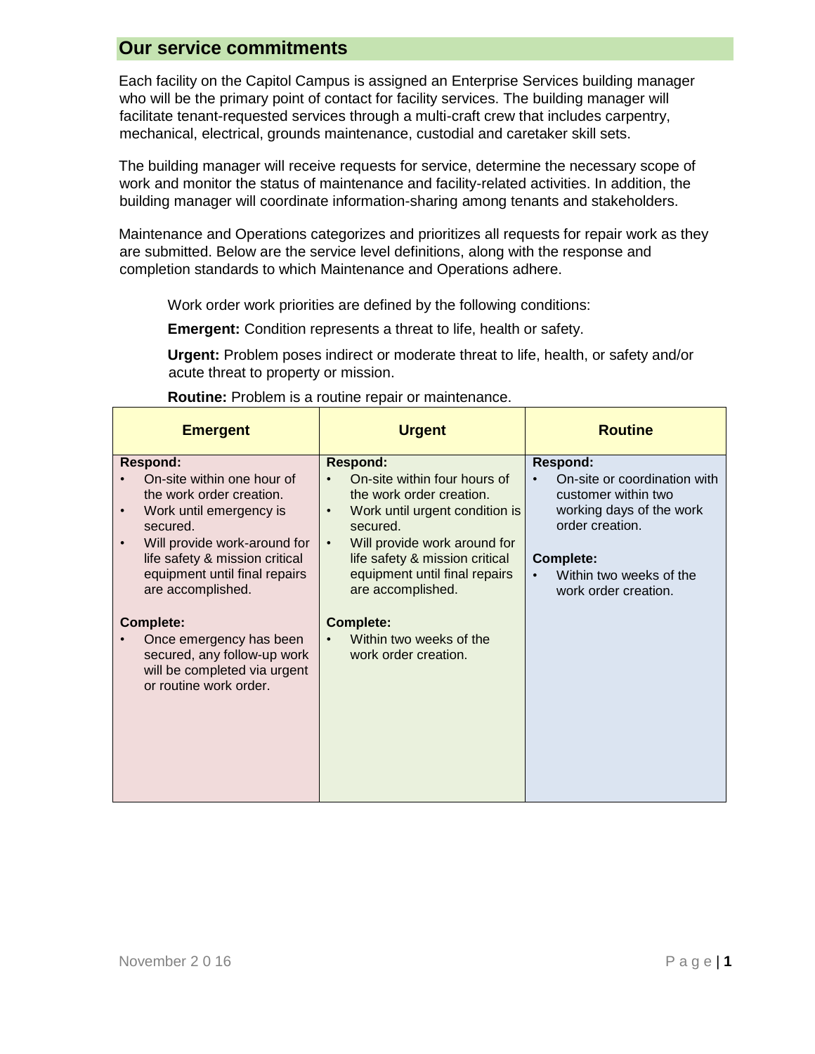## Our service commitments

Each facility on the Capitol Campus is assigned an Enterprise Services building manager who will be the primary point of contact for facility services. The building manager will facilitate tenant-requested services through a multi-craft crew that includes carpentry, mechanical, electrical, grounds maintenance, custodial and caretaker skill sets.

The building manager will receive requests for service, determine the necessary scope of work and monitor the status of maintenance and facility-related activities. In addition, the building manager will coordinate information-sharing among tenants and stakeholders.

Maintenance and Operations categorizes and prioritizes all requests for repair work as they are submitted. Below are the service level definitions, along with the response and completion standards to which Maintenance and Operations adhere.

Work order work priorities are defined by the following conditions:

**Emergent:** Condition represents a threat to life, health or safety.

**Urgent:** Problem poses indirect or moderate threat to life, health, or safety and/or acute threat to property or mission.

**Routine:** Problem is a routine repair or maintenance.

| Emergent | Urgent | Routine |
|---|---|---|
| **Respond:**<br>• On-site within one hour of the work order creation.<br>• Work until emergency is secured.<br>• Will provide work-around for life safety & mission critical equipment until final repairs are accomplished.<br><br>**Complete:**<br>• Once emergency has been secured, any follow-up work will be completed via urgent or routine work order. | **Respond:**<br>• On-site within four hours of the work order creation.<br>• Work until urgent condition is secured.<br>• Will provide work around for life safety & mission critical equipment until final repairs are accomplished.<br><br>**Complete:**<br>• Within two weeks of the work order creation. | **Respond:**<br>• On-site or coordination with customer within two working days of the work order creation.<br><br>**Complete:**<br>• Within two weeks of the work order creation. |

November 2016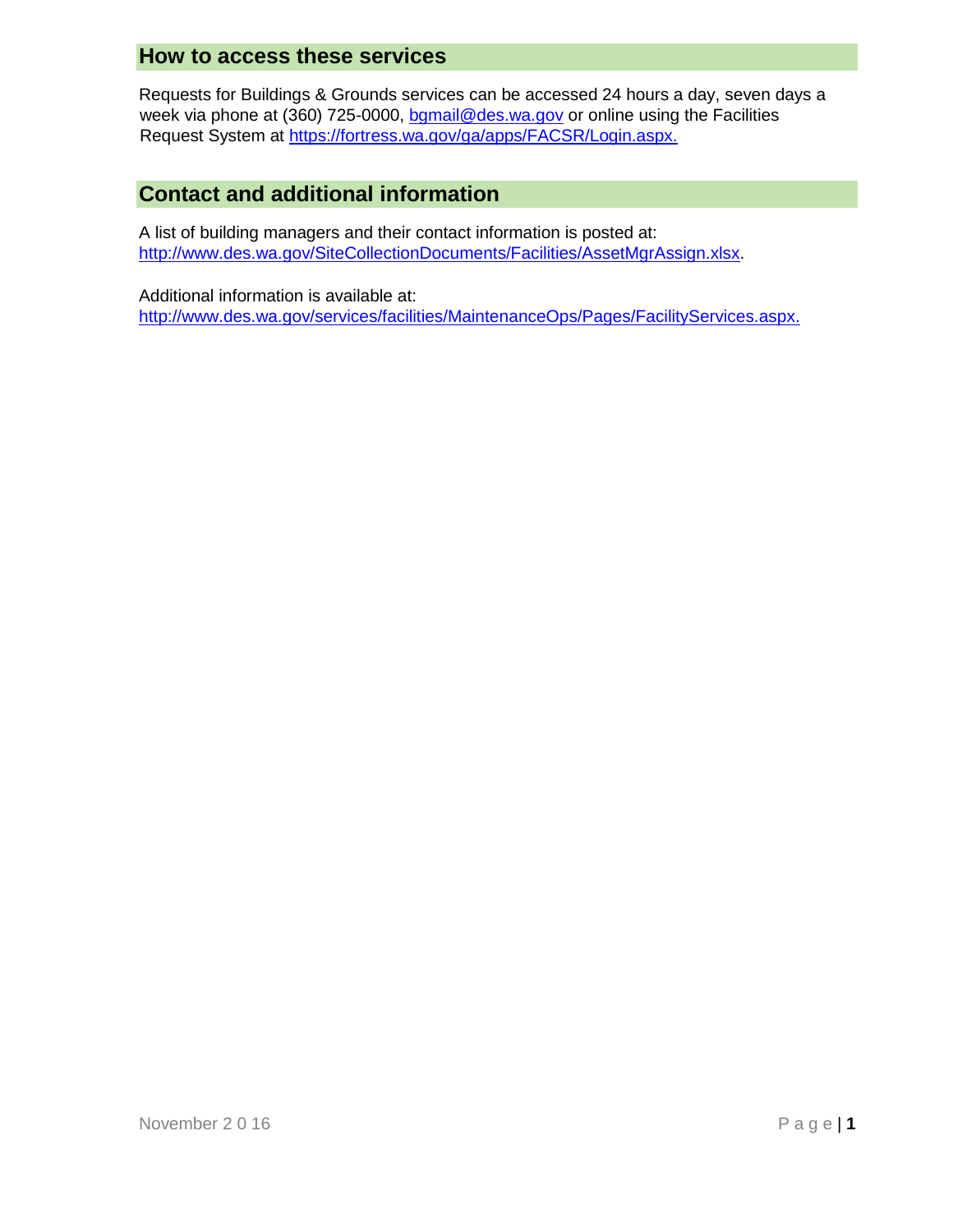## How to access these services

Requests for Buildings & Grounds services can be accessed 24 hours a day, seven days a week via phone at (360) 725-0000, bgmail@des.wa.gov or online using the Facilities Request System at https://fortress.wa.gov/ga/apps/FACSR/Login.aspx.

## Contact and additional information

A list of building managers and their contact information is posted at: http://www.des.wa.gov/SiteCollectionDocuments/Facilities/AssetMgrAssign.xlsx.

Additional information is available at: http://www.des.wa.gov/services/facilities/MaintenanceOps/Pages/FacilityServices.aspx.